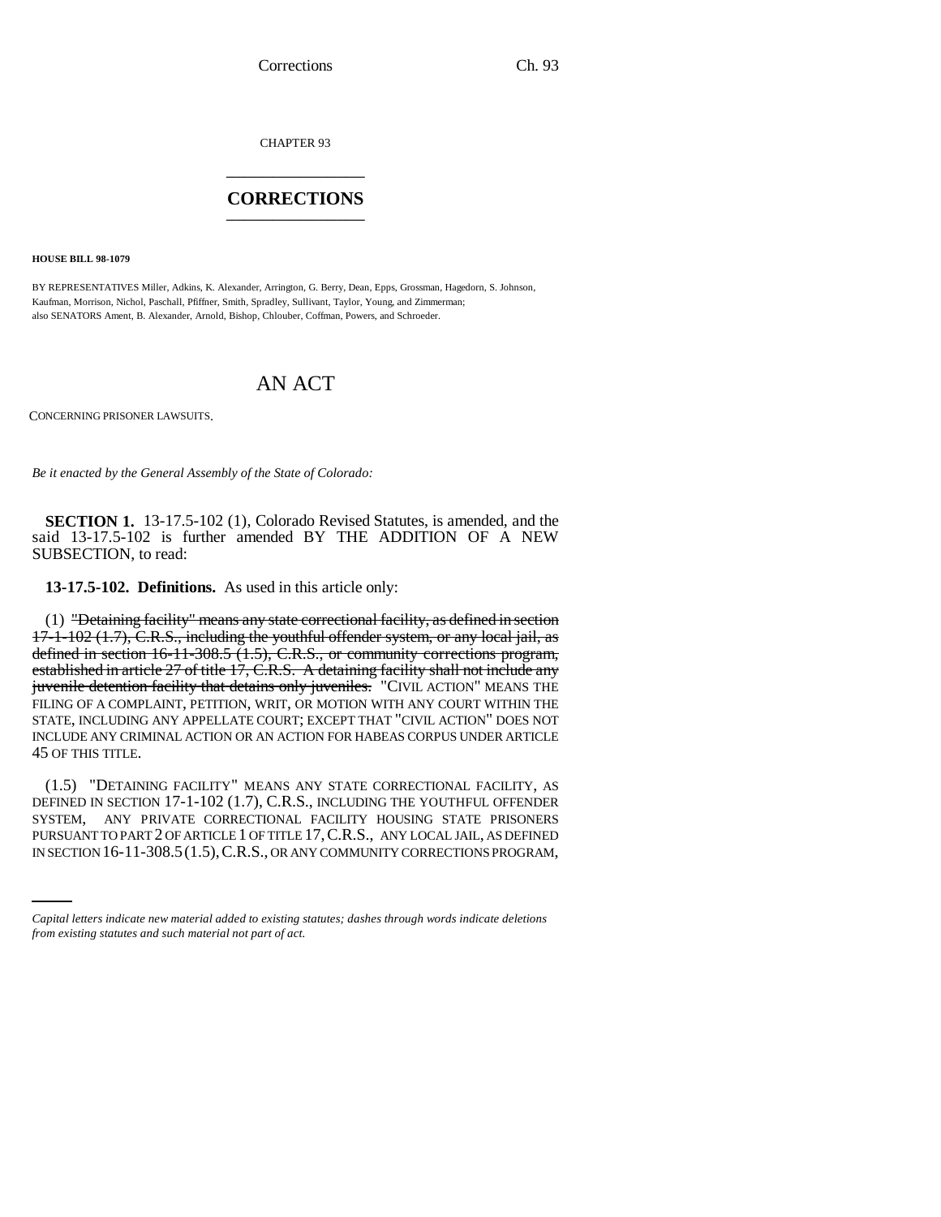CHAPTER 93

# CORRECTIONS

**HOUSE BILL 98-1079**

BY REPRESENTATIVES Miller, Adkins, K. Alexander, Arrington, G. Berry, Dean, Epps, Grossman, Hagedorn, S. Johnson, Kaufman, Morrison, Nichol, Paschall, Pfiffner, Smith, Spradley, Sullivant, Taylor, Young, and Zimmerman;
also SENATORS Ament, B. Alexander, Arnold, Bishop, Chlouber, Coffman, Powers, and Schroeder.

# AN ACT

CONCERNING PRISONER LAWSUITS.

*Be it enacted by the General Assembly of the State of Colorado:*

**SECTION 1.** 13-17.5-102 (1), Colorado Revised Statutes, is amended, and the said 13-17.5-102 is further amended BY THE ADDITION OF A NEW SUBSECTION, to read:

**13-17.5-102. Definitions.** As used in this article only:

(1) ~~"Detaining facility" means any state correctional facility, as defined in section 17-1-102 (1.7), C.R.S., including the youthful offender system, or any local jail, as defined in section 16-11-308.5 (1.5), C.R.S., or community corrections program, established in article 27 of title 17, C.R.S. A detaining facility shall not include any juvenile detention facility that detains only juveniles.~~ "CIVIL ACTION" MEANS THE FILING OF A COMPLAINT, PETITION, WRIT, OR MOTION WITH ANY COURT WITHIN THE STATE, INCLUDING ANY APPELLATE COURT; EXCEPT THAT "CIVIL ACTION" DOES NOT INCLUDE ANY CRIMINAL ACTION OR AN ACTION FOR HABEAS CORPUS UNDER ARTICLE 45 OF THIS TITLE.

(1.5) "DETAINING FACILITY" MEANS ANY STATE CORRECTIONAL FACILITY, AS DEFINED IN SECTION 17-1-102 (1.7), C.R.S., INCLUDING THE YOUTHFUL OFFENDER SYSTEM, ANY PRIVATE CORRECTIONAL FACILITY HOUSING STATE PRISONERS PURSUANT TO PART 2 OF ARTICLE 1 OF TITLE 17, C.R.S., ANY LOCAL JAIL, AS DEFINED IN SECTION 16-11-308.5 (1.5), C.R.S., OR ANY COMMUNITY CORRECTIONS PROGRAM,

*Capital letters indicate new material added to existing statutes; dashes through words indicate deletions from existing statutes and such material not part of act.*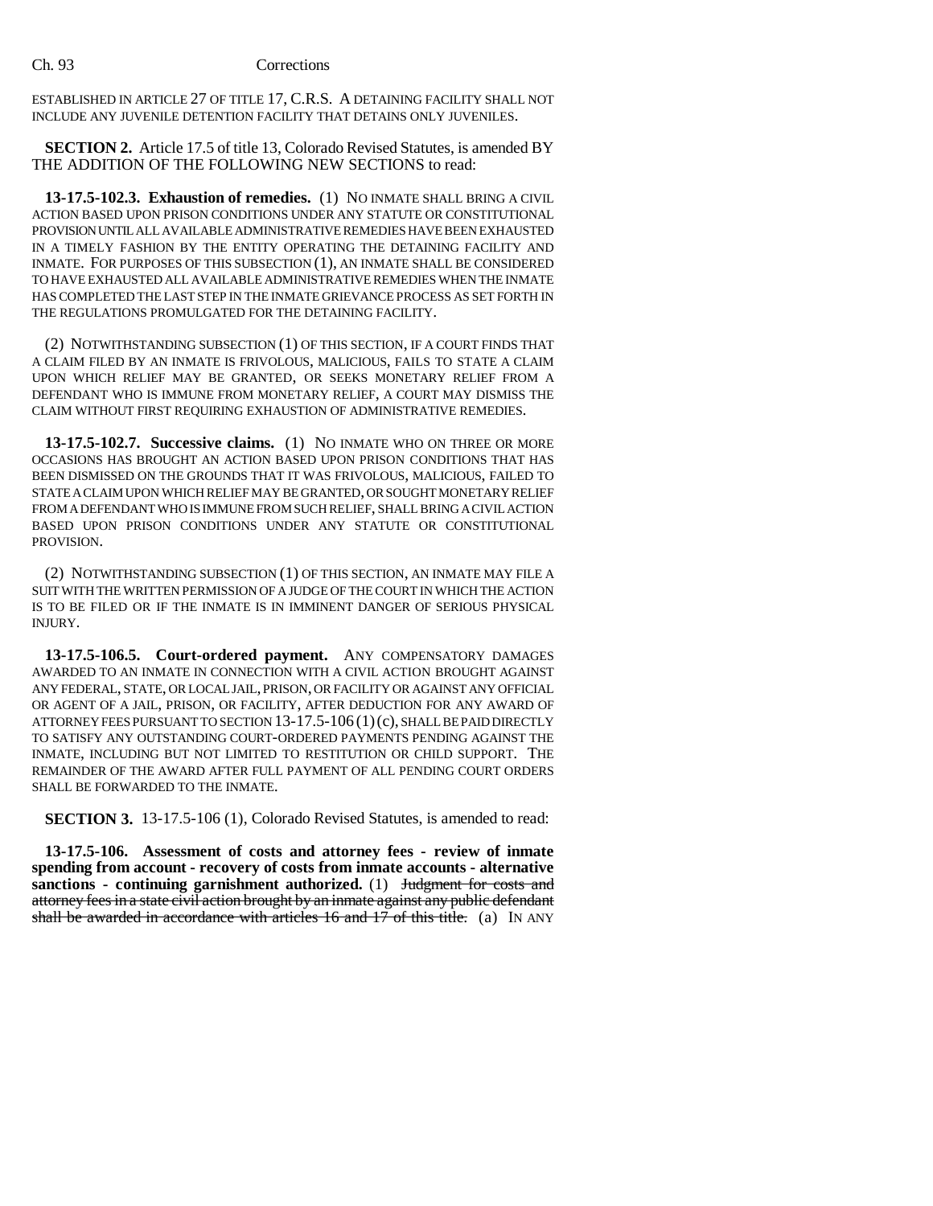ESTABLISHED IN ARTICLE 27 OF TITLE 17, C.R.S. A DETAINING FACILITY SHALL NOT INCLUDE ANY JUVENILE DETENTION FACILITY THAT DETAINS ONLY JUVENILES.

**SECTION 2.** Article 17.5 of title 13, Colorado Revised Statutes, is amended BY THE ADDITION OF THE FOLLOWING NEW SECTIONS to read:

**13-17.5-102.3. Exhaustion of remedies.** (1) NO INMATE SHALL BRING A CIVIL ACTION BASED UPON PRISON CONDITIONS UNDER ANY STATUTE OR CONSTITUTIONAL PROVISION UNTIL ALL AVAILABLE ADMINISTRATIVE REMEDIES HAVE BEEN EXHAUSTED IN A TIMELY FASHION BY THE ENTITY OPERATING THE DETAINING FACILITY AND INMATE. FOR PURPOSES OF THIS SUBSECTION (1), AN INMATE SHALL BE CONSIDERED TO HAVE EXHAUSTED ALL AVAILABLE ADMINISTRATIVE REMEDIES WHEN THE INMATE HAS COMPLETED THE LAST STEP IN THE INMATE GRIEVANCE PROCESS AS SET FORTH IN THE REGULATIONS PROMULGATED FOR THE DETAINING FACILITY.

(2) NOTWITHSTANDING SUBSECTION (1) OF THIS SECTION, IF A COURT FINDS THAT A CLAIM FILED BY AN INMATE IS FRIVOLOUS, MALICIOUS, FAILS TO STATE A CLAIM UPON WHICH RELIEF MAY BE GRANTED, OR SEEKS MONETARY RELIEF FROM A DEFENDANT WHO IS IMMUNE FROM MONETARY RELIEF, A COURT MAY DISMISS THE CLAIM WITHOUT FIRST REQUIRING EXHAUSTION OF ADMINISTRATIVE REMEDIES.

**13-17.5-102.7. Successive claims.** (1) NO INMATE WHO ON THREE OR MORE OCCASIONS HAS BROUGHT AN ACTION BASED UPON PRISON CONDITIONS THAT HAS BEEN DISMISSED ON THE GROUNDS THAT IT WAS FRIVOLOUS, MALICIOUS, FAILED TO STATE A CLAIM UPON WHICH RELIEF MAY BE GRANTED, OR SOUGHT MONETARY RELIEF FROM A DEFENDANT WHO IS IMMUNE FROM SUCH RELIEF, SHALL BRING A CIVIL ACTION BASED UPON PRISON CONDITIONS UNDER ANY STATUTE OR CONSTITUTIONAL PROVISION.

(2) NOTWITHSTANDING SUBSECTION (1) OF THIS SECTION, AN INMATE MAY FILE A SUIT WITH THE WRITTEN PERMISSION OF A JUDGE OF THE COURT IN WHICH THE ACTION IS TO BE FILED OR IF THE INMATE IS IN IMMINENT DANGER OF SERIOUS PHYSICAL INJURY.

**13-17.5-106.5. Court-ordered payment.** ANY COMPENSATORY DAMAGES AWARDED TO AN INMATE IN CONNECTION WITH A CIVIL ACTION BROUGHT AGAINST ANY FEDERAL, STATE, OR LOCAL JAIL, PRISON, OR FACILITY OR AGAINST ANY OFFICIAL OR AGENT OF A JAIL, PRISON, OR FACILITY, AFTER DEDUCTION FOR ANY AWARD OF ATTORNEY FEES PURSUANT TO SECTION 13-17.5-106 (1) (c), SHALL BE PAID DIRECTLY TO SATISFY ANY OUTSTANDING COURT-ORDERED PAYMENTS PENDING AGAINST THE INMATE, INCLUDING BUT NOT LIMITED TO RESTITUTION OR CHILD SUPPORT. THE REMAINDER OF THE AWARD AFTER FULL PAYMENT OF ALL PENDING COURT ORDERS SHALL BE FORWARDED TO THE INMATE.

**SECTION 3.** 13-17.5-106 (1), Colorado Revised Statutes, is amended to read:

**13-17.5-106. Assessment of costs and attorney fees - review of inmate spending from account - recovery of costs from inmate accounts - alternative sanctions - continuing garnishment authorized.** (1) ~~Judgment for costs and attorney fees in a state civil action brought by an inmate against any public defendant shall be awarded in accordance with articles 16 and 17 of this title.~~ (a) IN ANY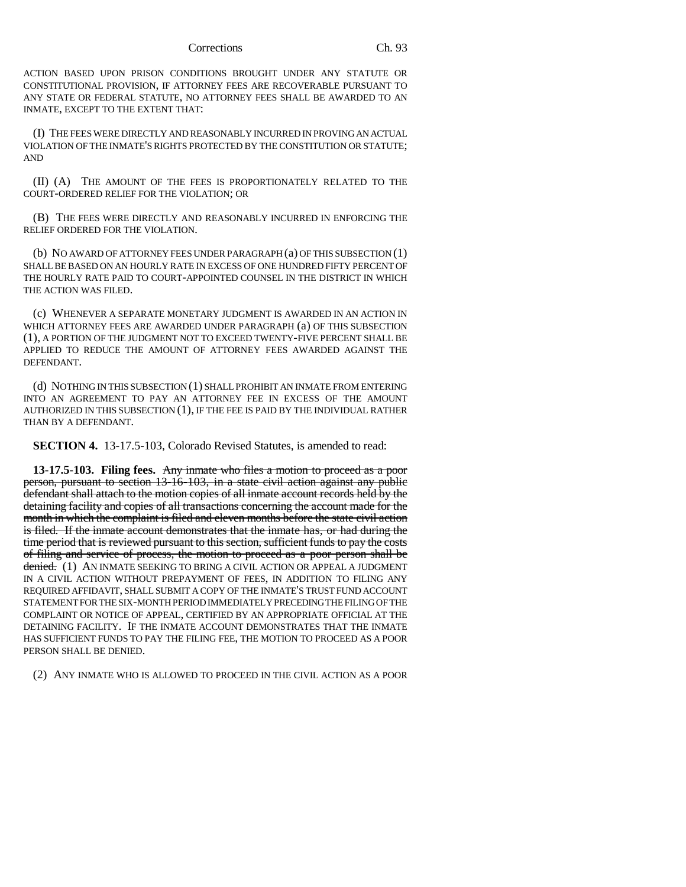ACTION BASED UPON PRISON CONDITIONS BROUGHT UNDER ANY STATUTE OR CONSTITUTIONAL PROVISION, IF ATTORNEY FEES ARE RECOVERABLE PURSUANT TO ANY STATE OR FEDERAL STATUTE, NO ATTORNEY FEES SHALL BE AWARDED TO AN INMATE, EXCEPT TO THE EXTENT THAT:

(I) THE FEES WERE DIRECTLY AND REASONABLY INCURRED IN PROVING AN ACTUAL VIOLATION OF THE INMATE'S RIGHTS PROTECTED BY THE CONSTITUTION OR STATUTE; AND

(II) (A) THE AMOUNT OF THE FEES IS PROPORTIONATELY RELATED TO THE COURT-ORDERED RELIEF FOR THE VIOLATION; OR

(B) THE FEES WERE DIRECTLY AND REASONABLY INCURRED IN ENFORCING THE RELIEF ORDERED FOR THE VIOLATION.

(b) NO AWARD OF ATTORNEY FEES UNDER PARAGRAPH (a) OF THIS SUBSECTION (1) SHALL BE BASED ON AN HOURLY RATE IN EXCESS OF ONE HUNDRED FIFTY PERCENT OF THE HOURLY RATE PAID TO COURT-APPOINTED COUNSEL IN THE DISTRICT IN WHICH THE ACTION WAS FILED.

(c) WHENEVER A SEPARATE MONETARY JUDGMENT IS AWARDED IN AN ACTION IN WHICH ATTORNEY FEES ARE AWARDED UNDER PARAGRAPH (a) OF THIS SUBSECTION (1), A PORTION OF THE JUDGMENT NOT TO EXCEED TWENTY-FIVE PERCENT SHALL BE APPLIED TO REDUCE THE AMOUNT OF ATTORNEY FEES AWARDED AGAINST THE DEFENDANT.

(d) NOTHING IN THIS SUBSECTION (1) SHALL PROHIBIT AN INMATE FROM ENTERING INTO AN AGREEMENT TO PAY AN ATTORNEY FEE IN EXCESS OF THE AMOUNT AUTHORIZED IN THIS SUBSECTION (1), IF THE FEE IS PAID BY THE INDIVIDUAL RATHER THAN BY A DEFENDANT.

**SECTION 4.** 13-17.5-103, Colorado Revised Statutes, is amended to read:

**13-17.5-103. Filing fees.** ~~Any inmate who files a motion to proceed as a poor person, pursuant to section 13-16-103, in a state civil action against any public defendant shall attach to the motion copies of all inmate account records held by the detaining facility and copies of all transactions concerning the account made for the month in which the complaint is filed and eleven months before the state civil action is filed. If the inmate account demonstrates that the inmate has, or had during the time period that is reviewed pursuant to this section, sufficient funds to pay the costs of filing and service of process, the motion to proceed as a poor person shall be denied.~~ (1) AN INMATE SEEKING TO BRING A CIVIL ACTION OR APPEAL A JUDGMENT IN A CIVIL ACTION WITHOUT PREPAYMENT OF FEES, IN ADDITION TO FILING ANY REQUIRED AFFIDAVIT, SHALL SUBMIT A COPY OF THE INMATE'S TRUST FUND ACCOUNT STATEMENT FOR THE SIX-MONTH PERIOD IMMEDIATELY PRECEDING THE FILING OF THE COMPLAINT OR NOTICE OF APPEAL, CERTIFIED BY AN APPROPRIATE OFFICIAL AT THE DETAINING FACILITY. IF THE INMATE ACCOUNT DEMONSTRATES THAT THE INMATE HAS SUFFICIENT FUNDS TO PAY THE FILING FEE, THE MOTION TO PROCEED AS A POOR PERSON SHALL BE DENIED.

(2) ANY INMATE WHO IS ALLOWED TO PROCEED IN THE CIVIL ACTION AS A POOR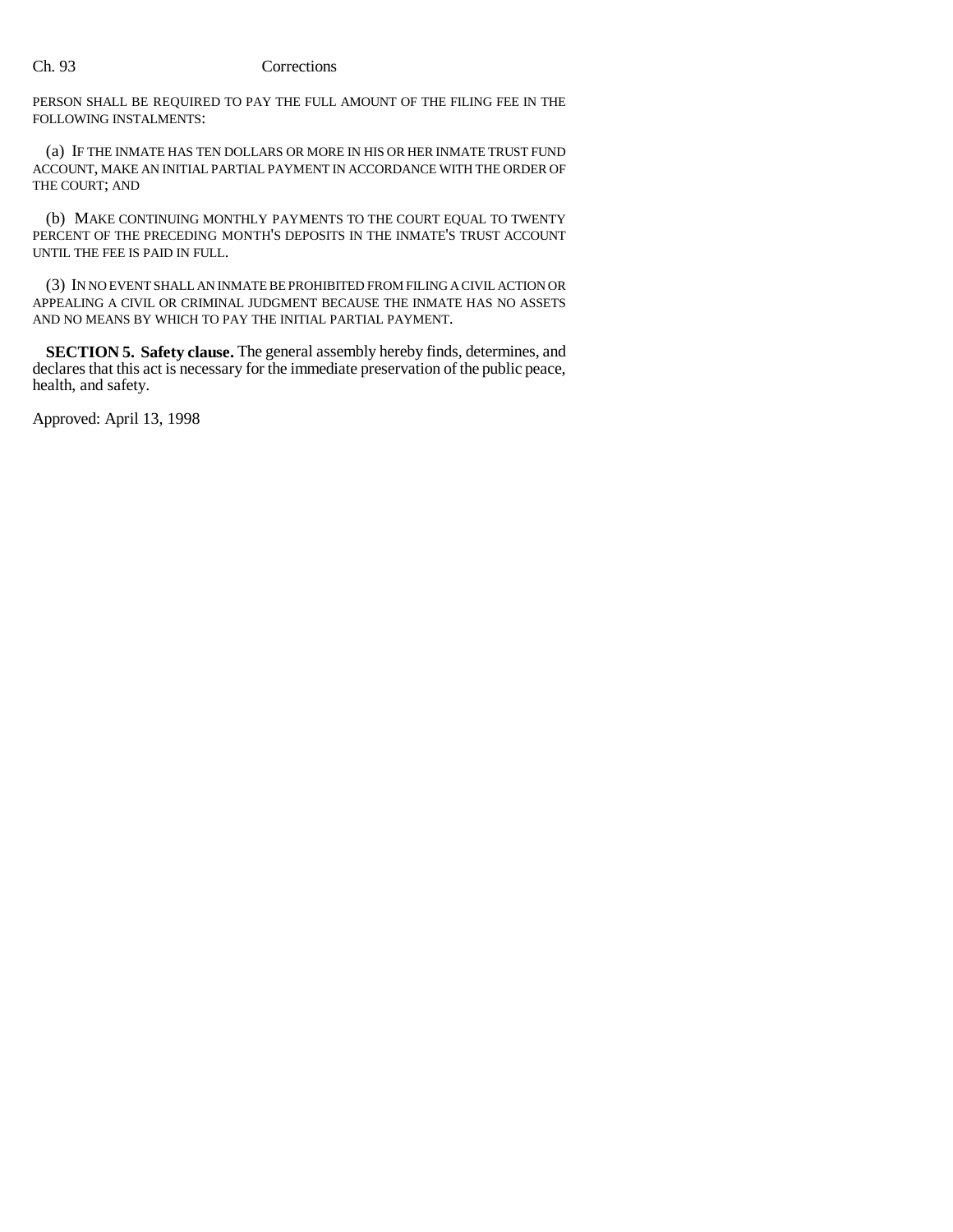PERSON SHALL BE REQUIRED TO PAY THE FULL AMOUNT OF THE FILING FEE IN THE FOLLOWING INSTALMENTS:

(a) IF THE INMATE HAS TEN DOLLARS OR MORE IN HIS OR HER INMATE TRUST FUND ACCOUNT, MAKE AN INITIAL PARTIAL PAYMENT IN ACCORDANCE WITH THE ORDER OF THE COURT; AND

(b) MAKE CONTINUING MONTHLY PAYMENTS TO THE COURT EQUAL TO TWENTY PERCENT OF THE PRECEDING MONTH'S DEPOSITS IN THE INMATE'S TRUST ACCOUNT UNTIL THE FEE IS PAID IN FULL.

(3) IN NO EVENT SHALL AN INMATE BE PROHIBITED FROM FILING A CIVIL ACTION OR APPEALING A CIVIL OR CRIMINAL JUDGMENT BECAUSE THE INMATE HAS NO ASSETS AND NO MEANS BY WHICH TO PAY THE INITIAL PARTIAL PAYMENT.

**SECTION 5. Safety clause.** The general assembly hereby finds, determines, and declares that this act is necessary for the immediate preservation of the public peace, health, and safety.

Approved: April 13, 1998